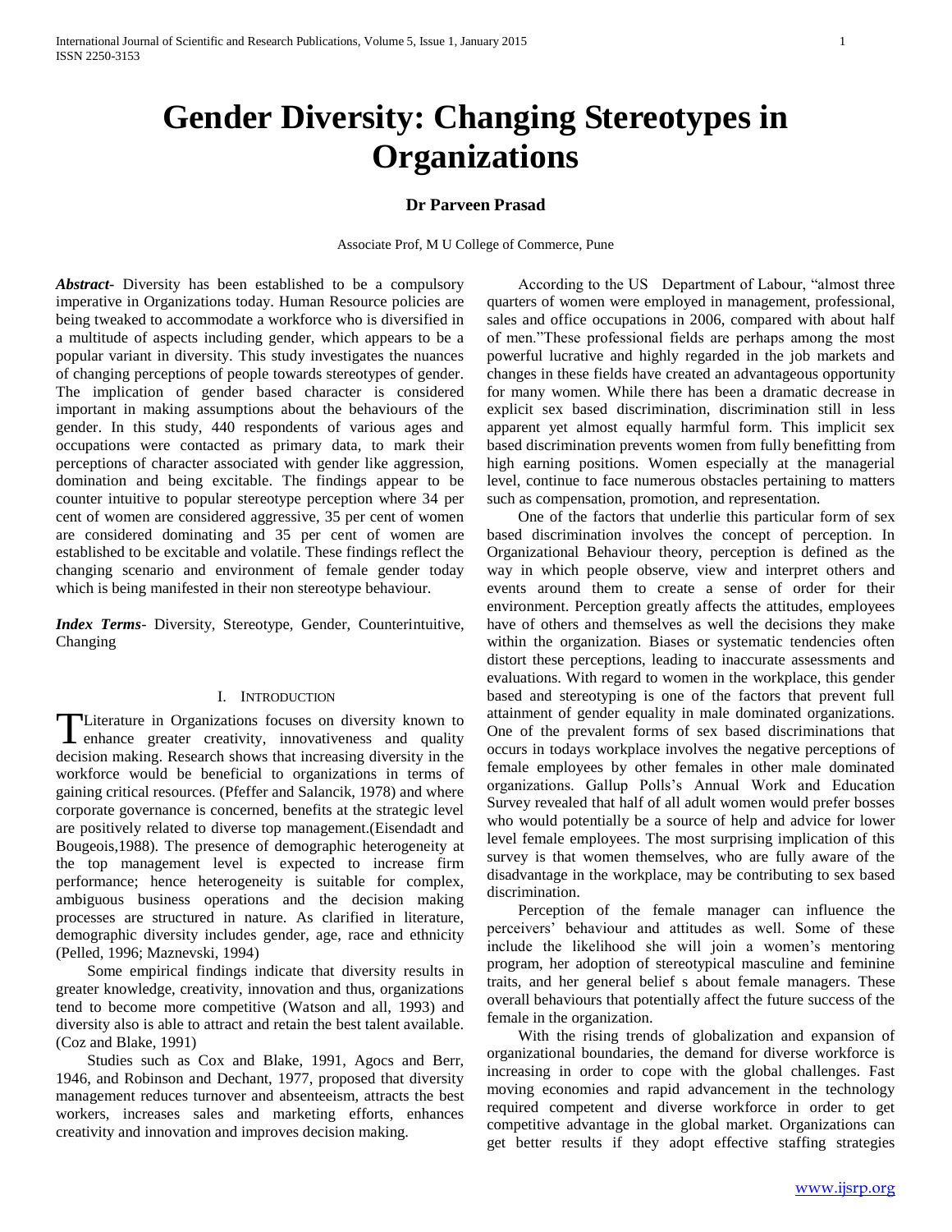# Gender Diversity: Changing Stereotypes in Organizations

**Dr Parveen Prasad**

Associate Prof, M U College of Commerce, Pune

***Abstract-*** Diversity has been established to be a compulsory imperative in Organizations today. Human Resource policies are being tweaked to accommodate a workforce who is diversified in a multitude of aspects including gender, which appears to be a popular variant in diversity. This study investigates the nuances of changing perceptions of people towards stereotypes of gender. The implication of gender based character is considered important in making assumptions about the behaviours of the gender. In this study, 440 respondents of various ages and occupations were contacted as primary data, to mark their perceptions of character associated with gender like aggression, domination and being excitable. The findings appear to be counter intuitive to popular stereotype perception where 34 per cent of women are considered aggressive, 35 per cent of women are considered dominating and 35 per cent of women are established to be excitable and volatile. These findings reflect the changing scenario and environment of female gender today which is being manifested in their non stereotype behaviour.

***Index Terms*-** Diversity, Stereotype, Gender, Counterintuitive, Changing

## I. Introduction

Literature in Organizations focuses on diversity known to enhance greater creativity, innovativeness and quality decision making. Research shows that increasing diversity in the workforce would be beneficial to organizations in terms of gaining critical resources. (Pfeffer and Salancik, 1978) and where corporate governance is concerned, benefits at the strategic level are positively related to diverse top management.(Eisendadt and Bougeois,1988). The presence of demographic heterogeneity at the top management level is expected to increase firm performance; hence heterogeneity is suitable for complex, ambiguous business operations and the decision making processes are structured in nature. As clarified in literature, demographic diversity includes gender, age, race and ethnicity (Pelled, 1996; Maznevski, 1994)

Some empirical findings indicate that diversity results in greater knowledge, creativity, innovation and thus, organizations tend to become more competitive (Watson and all, 1993) and diversity also is able to attract and retain the best talent available. (Coz and Blake, 1991)

Studies such as Cox and Blake, 1991, Agocs and Berr, 1946, and Robinson and Dechant, 1977, proposed that diversity management reduces turnover and absenteeism, attracts the best workers, increases sales and marketing efforts, enhances creativity and innovation and improves decision making.

According to the US Department of Labour, "almost three quarters of women were employed in management, professional, sales and office occupations in 2006, compared with about half of men."These professional fields are perhaps among the most powerful lucrative and highly regarded in the job markets and changes in these fields have created an advantageous opportunity for many women. While there has been a dramatic decrease in explicit sex based discrimination, discrimination still in less apparent yet almost equally harmful form. This implicit sex based discrimination prevents women from fully benefitting from high earning positions. Women especially at the managerial level, continue to face numerous obstacles pertaining to matters such as compensation, promotion, and representation.

One of the factors that underlie this particular form of sex based discrimination involves the concept of perception. In Organizational Behaviour theory, perception is defined as the way in which people observe, view and interpret others and events around them to create a sense of order for their environment. Perception greatly affects the attitudes, employees have of others and themselves as well the decisions they make within the organization. Biases or systematic tendencies often distort these perceptions, leading to inaccurate assessments and evaluations. With regard to women in the workplace, this gender based and stereotyping is one of the factors that prevent full attainment of gender equality in male dominated organizations. One of the prevalent forms of sex based discriminations that occurs in todays workplace involves the negative perceptions of female employees by other females in other male dominated organizations. Gallup Polls's Annual Work and Education Survey revealed that half of all adult women would prefer bosses who would potentially be a source of help and advice for lower level female employees. The most surprising implication of this survey is that women themselves, who are fully aware of the disadvantage in the workplace, may be contributing to sex based discrimination.

Perception of the female manager can influence the perceivers' behaviour and attitudes as well. Some of these include the likelihood she will join a women's mentoring program, her adoption of stereotypical masculine and feminine traits, and her general belief s about female managers. These overall behaviours that potentially affect the future success of the female in the organization.

With the rising trends of globalization and expansion of organizational boundaries, the demand for diverse workforce is increasing in order to cope with the global challenges. Fast moving economies and rapid advancement in the technology required competent and diverse workforce in order to get competitive advantage in the global market. Organizations can get better results if they adopt effective staffing strategies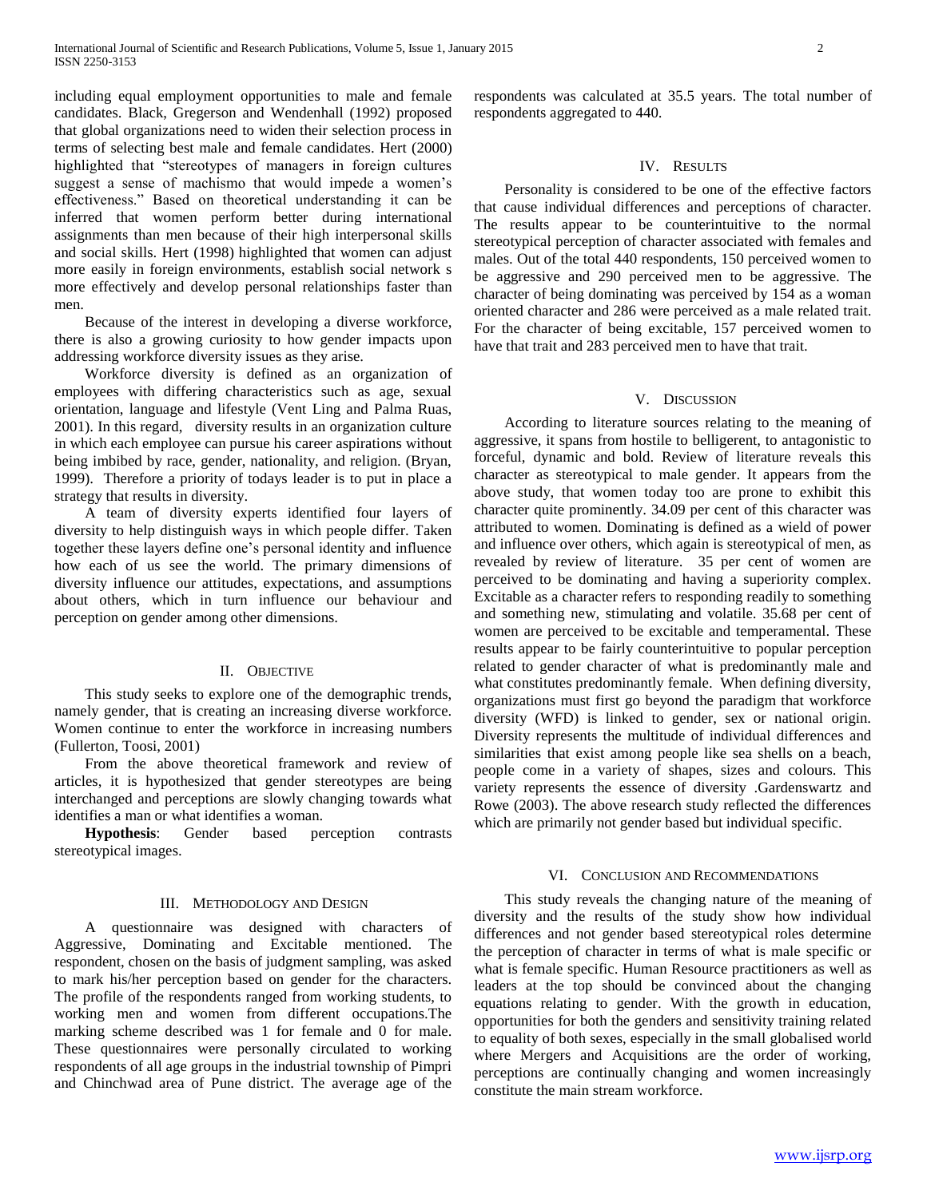including equal employment opportunities to male and female candidates. Black, Gregerson and Wendenhall (1992) proposed that global organizations need to widen their selection process in terms of selecting best male and female candidates. Hert (2000) highlighted that "stereotypes of managers in foreign cultures suggest a sense of machismo that would impede a women's effectiveness." Based on theoretical understanding it can be inferred that women perform better during international assignments than men because of their high interpersonal skills and social skills. Hert (1998) highlighted that women can adjust more easily in foreign environments, establish social network s more effectively and develop personal relationships faster than men.

Because of the interest in developing a diverse workforce, there is also a growing curiosity to how gender impacts upon addressing workforce diversity issues as they arise.

Workforce diversity is defined as an organization of employees with differing characteristics such as age, sexual orientation, language and lifestyle (Vent Ling and Palma Ruas, 2001). In this regard, diversity results in an organization culture in which each employee can pursue his career aspirations without being imbibed by race, gender, nationality, and religion. (Bryan, 1999). Therefore a priority of todays leader is to put in place a strategy that results in diversity.

A team of diversity experts identified four layers of diversity to help distinguish ways in which people differ. Taken together these layers define one's personal identity and influence how each of us see the world. The primary dimensions of diversity influence our attitudes, expectations, and assumptions about others, which in turn influence our behaviour and perception on gender among other dimensions.

## II. Objective

This study seeks to explore one of the demographic trends, namely gender, that is creating an increasing diverse workforce. Women continue to enter the workforce in increasing numbers (Fullerton, Toosi, 2001)

From the above theoretical framework and review of articles, it is hypothesized that gender stereotypes are being interchanged and perceptions are slowly changing towards what identifies a man or what identifies a woman.

**Hypothesis**: Gender based perception contrasts stereotypical images.

## III. Methodology and Design

A questionnaire was designed with characters of Aggressive, Dominating and Excitable mentioned. The respondent, chosen on the basis of judgment sampling, was asked to mark his/her perception based on gender for the characters. The profile of the respondents ranged from working students, to working men and women from different occupations.The marking scheme described was 1 for female and 0 for male. These questionnaires were personally circulated to working respondents of all age groups in the industrial township of Pimpri and Chinchwad area of Pune district. The average age of the respondents was calculated at 35.5 years. The total number of respondents aggregated to 440.

## IV. Results

Personality is considered to be one of the effective factors that cause individual differences and perceptions of character. The results appear to be counterintuitive to the normal stereotypical perception of character associated with females and males. Out of the total 440 respondents, 150 perceived women to be aggressive and 290 perceived men to be aggressive. The character of being dominating was perceived by 154 as a woman oriented character and 286 were perceived as a male related trait. For the character of being excitable, 157 perceived women to have that trait and 283 perceived men to have that trait.

## V. Discussion

According to literature sources relating to the meaning of aggressive, it spans from hostile to belligerent, to antagonistic to forceful, dynamic and bold. Review of literature reveals this character as stereotypical to male gender. It appears from the above study, that women today too are prone to exhibit this character quite prominently. 34.09 per cent of this character was attributed to women. Dominating is defined as a wield of power and influence over others, which again is stereotypical of men, as revealed by review of literature. 35 per cent of women are perceived to be dominating and having a superiority complex. Excitable as a character refers to responding readily to something and something new, stimulating and volatile. 35.68 per cent of women are perceived to be excitable and temperamental. These results appear to be fairly counterintuitive to popular perception related to gender character of what is predominantly male and what constitutes predominantly female. When defining diversity, organizations must first go beyond the paradigm that workforce diversity (WFD) is linked to gender, sex or national origin. Diversity represents the multitude of individual differences and similarities that exist among people like sea shells on a beach, people come in a variety of shapes, sizes and colours. This variety represents the essence of diversity .Gardenswartz and Rowe (2003). The above research study reflected the differences which are primarily not gender based but individual specific.

## VI. Conclusion and Recommendations

This study reveals the changing nature of the meaning of diversity and the results of the study show how individual differences and not gender based stereotypical roles determine the perception of character in terms of what is male specific or what is female specific. Human Resource practitioners as well as leaders at the top should be convinced about the changing equations relating to gender. With the growth in education, opportunities for both the genders and sensitivity training related to equality of both sexes, especially in the small globalised world where Mergers and Acquisitions are the order of working, perceptions are continually changing and women increasingly constitute the main stream workforce.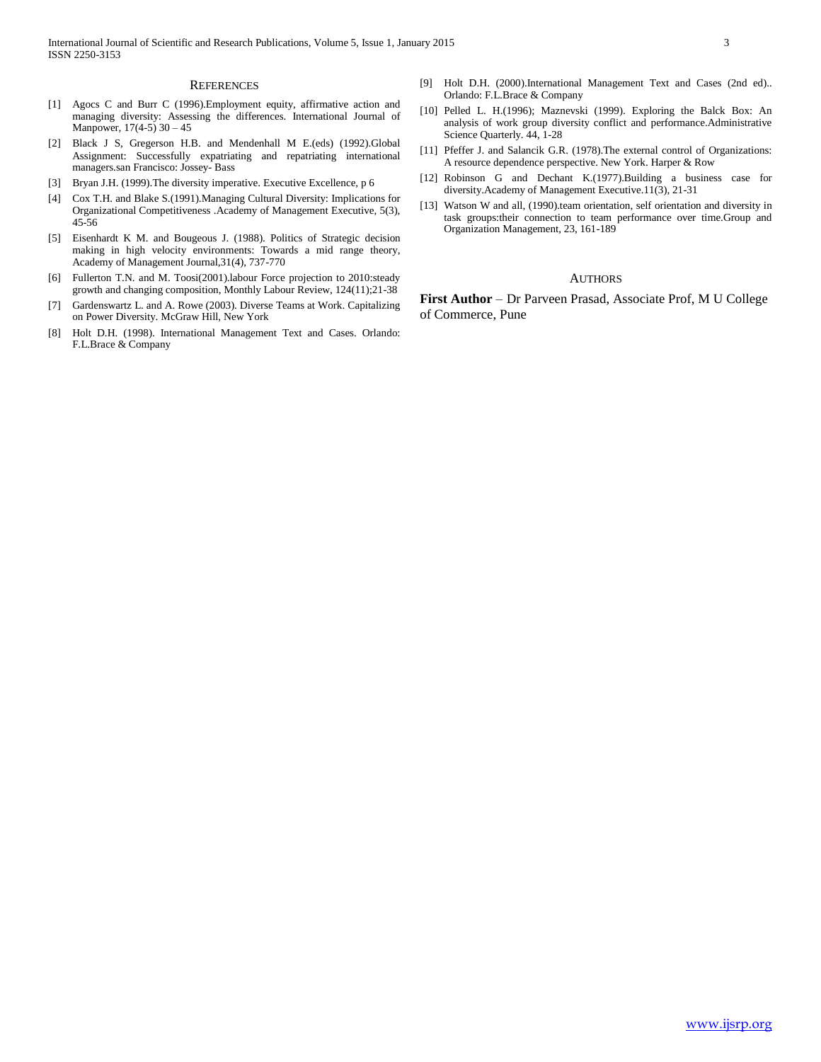## REFERENCES

[1] Agocs C and Burr C (1996).Employment equity, affirmative action and managing diversity: Assessing the differences. International Journal of Manpower, 17(4-5) 30 – 45

[2] Black J S, Gregerson H.B. and Mendenhall M E.(eds) (1992).Global Assignment: Successfully expatriating and repatriating international managers.san Francisco: Jossey- Bass

[3] Bryan J.H. (1999).The diversity imperative. Executive Excellence, p 6

[4] Cox T.H. and Blake S.(1991).Managing Cultural Diversity: Implications for Organizational Competitiveness .Academy of Management Executive, 5(3), 45-56

[5] Eisenhardt K M. and Bougeous J. (1988). Politics of Strategic decision making in high velocity environments: Towards a mid range theory, Academy of Management Journal,31(4), 737-770

[6] Fullerton T.N. and M. Toosi(2001).labour Force projection to 2010:steady growth and changing composition, Monthly Labour Review, 124(11);21-38

[7] Gardenswartz L. and A. Rowe (2003). Diverse Teams at Work. Capitalizing on Power Diversity. McGraw Hill, New York

[8] Holt D.H. (1998). International Management Text and Cases. Orlando: F.L.Brace & Company

[9] Holt D.H. (2000).International Management Text and Cases (2nd ed).. Orlando: F.L.Brace & Company

[10] Pelled L. H.(1996); Maznevski (1999). Exploring the Balck Box: An analysis of work group diversity conflict and performance.Administrative Science Quarterly. 44, 1-28

[11] Pfeffer J. and Salancik G.R. (1978).The external control of Organizations: A resource dependence perspective. New York. Harper & Row

[12] Robinson G and Dechant K.(1977).Building a business case for diversity.Academy of Management Executive.11(3), 21-31

[13] Watson W and all, (1990).team orientation, self orientation and diversity in task groups:their connection to team performance over time.Group and Organization Management, 23, 161-189

## AUTHORS

**First Author** – Dr Parveen Prasad, Associate Prof, M U College of Commerce, Pune